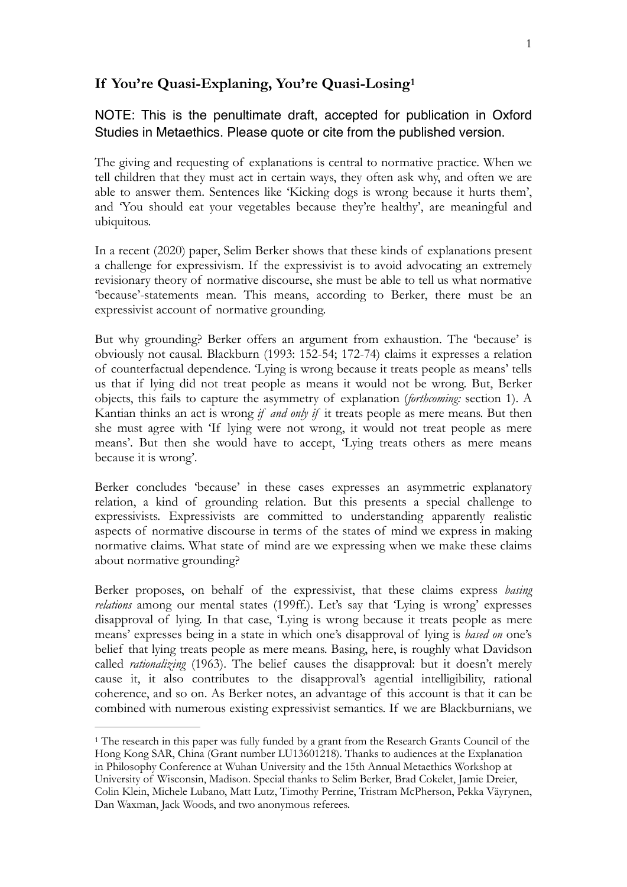# If You're Quasi-Explaning, You're Quasi-Losing[1]

NOTE: This is the penultimate draft, accepted for publication in Oxford Studies in Metaethics. Please quote or cite from the published version.

The giving and requesting of explanations is central to normative practice. When we tell children that they must act in certain ways, they often ask why, and often we are able to answer them. Sentences like 'Kicking dogs is wrong because it hurts them', and 'You should eat your vegetables because they're healthy', are meaningful and ubiquitous.

In a recent (2020) paper, Selim Berker shows that these kinds of explanations present a challenge for expressivism. If the expressivist is to avoid advocating an extremely revisionary theory of normative discourse, she must be able to tell us what normative 'because'-statements mean. This means, according to Berker, there must be an expressivist account of normative grounding.

But why grounding? Berker offers an argument from exhaustion. The 'because' is obviously not causal. Blackburn (1993: 152-54; 172-74) claims it expresses a relation of counterfactual dependence. 'Lying is wrong because it treats people as means' tells us that if lying did not treat people as means it would not be wrong. But, Berker objects, this fails to capture the asymmetry of explanation (*forthcoming:* section 1). A Kantian thinks an act is wrong *if and only if* it treats people as mere means. But then she must agree with 'If lying were not wrong, it would not treat people as mere means'. But then she would have to accept, 'Lying treats others as mere means because it is wrong'.

Berker concludes 'because' in these cases expresses an asymmetric explanatory relation, a kind of grounding relation. But this presents a special challenge to expressivists. Expressivists are committed to understanding apparently realistic aspects of normative discourse in terms of the states of mind we express in making normative claims. What state of mind are we expressing when we make these claims about normative grounding?

Berker proposes, on behalf of the expressivist, that these claims express *basing relations* among our mental states (199ff.). Let's say that 'Lying is wrong' expresses disapproval of lying. In that case, 'Lying is wrong because it treats people as mere means' expresses being in a state in which one's disapproval of lying is *based on* one's belief that lying treats people as mere means. Basing, here, is roughly what Davidson called *rationalizing* (1963). The belief causes the disapproval: but it doesn't merely cause it, it also contributes to the disapproval's agential intelligibility, rational coherence, and so on. As Berker notes, an advantage of this account is that it can be combined with numerous existing expressivist semantics. If we are Blackburnians, we

---

[1] The research in this paper was fully funded by a grant from the Research Grants Council of the Hong Kong SAR, China (Grant number LU13601218). Thanks to audiences at the Explanation in Philosophy Conference at Wuhan University and the 15th Annual Metaethics Workshop at University of Wisconsin, Madison. Special thanks to Selim Berker, Brad Cokelet, Jamie Dreier, Colin Klein, Michele Lubano, Matt Lutz, Timothy Perrine, Tristram McPherson, Pekka Väyrynen, Dan Waxman, Jack Woods, and two anonymous referees.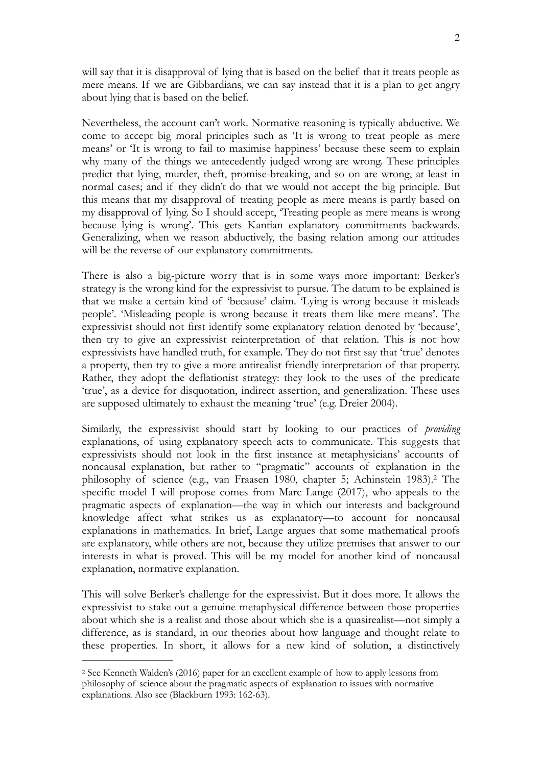will say that it is disapproval of lying that is based on the belief that it treats people as mere means. If we are Gibbardians, we can say instead that it is a plan to get angry about lying that is based on the belief.

Nevertheless, the account can't work. Normative reasoning is typically abductive. We come to accept big moral principles such as 'It is wrong to treat people as mere means' or 'It is wrong to fail to maximise happiness' because these seem to explain why many of the things we antecedently judged wrong are wrong. These principles predict that lying, murder, theft, promise-breaking, and so on are wrong, at least in normal cases; and if they didn't do that we would not accept the big principle. But this means that my disapproval of treating people as mere means is partly based on my disapproval of lying. So I should accept, 'Treating people as mere means is wrong because lying is wrong'. This gets Kantian explanatory commitments backwards. Generalizing, when we reason abductively, the basing relation among our attitudes will be the reverse of our explanatory commitments.

There is also a big-picture worry that is in some ways more important: Berker's strategy is the wrong kind for the expressivist to pursue. The datum to be explained is that we make a certain kind of 'because' claim. 'Lying is wrong because it misleads people'. 'Misleading people is wrong because it treats them like mere means'. The expressivist should not first identify some explanatory relation denoted by 'because', then try to give an expressivist reinterpretation of that relation. This is not how expressivists have handled truth, for example. They do not first say that 'true' denotes a property, then try to give a more antirealist friendly interpretation of that property. Rather, they adopt the deflationist strategy: they look to the uses of the predicate 'true', as a device for disquotation, indirect assertion, and generalization. These uses are supposed ultimately to exhaust the meaning 'true' (e.g. Dreier 2004).

Similarly, the expressivist should start by looking to our practices of *providing* explanations, of using explanatory speech acts to communicate. This suggests that expressivists should not look in the first instance at metaphysicians' accounts of noncausal explanation, but rather to "pragmatic" accounts of explanation in the philosophy of science (e.g., van Fraasen 1980, chapter 5; Achinstein 1983).[2] The specific model I will propose comes from Marc Lange (2017), who appeals to the pragmatic aspects of explanation—the way in which our interests and background knowledge affect what strikes us as explanatory—to account for noncausal explanations in mathematics. In brief, Lange argues that some mathematical proofs are explanatory, while others are not, because they utilize premises that answer to our interests in what is proved. This will be my model for another kind of noncausal explanation, normative explanation.

This will solve Berker's challenge for the expressivist. But it does more. It allows the expressivist to stake out a genuine metaphysical difference between those properties about which she is a realist and those about which she is a quasirealist—not simply a difference, as is standard, in our theories about how language and thought relate to these properties. In short, it allows for a new kind of solution, a distinctively

---

[2] See Kenneth Walden's (2016) paper for an excellent example of how to apply lessons from philosophy of science about the pragmatic aspects of explanation to issues with normative explanations. Also see (Blackburn 1993: 162-63).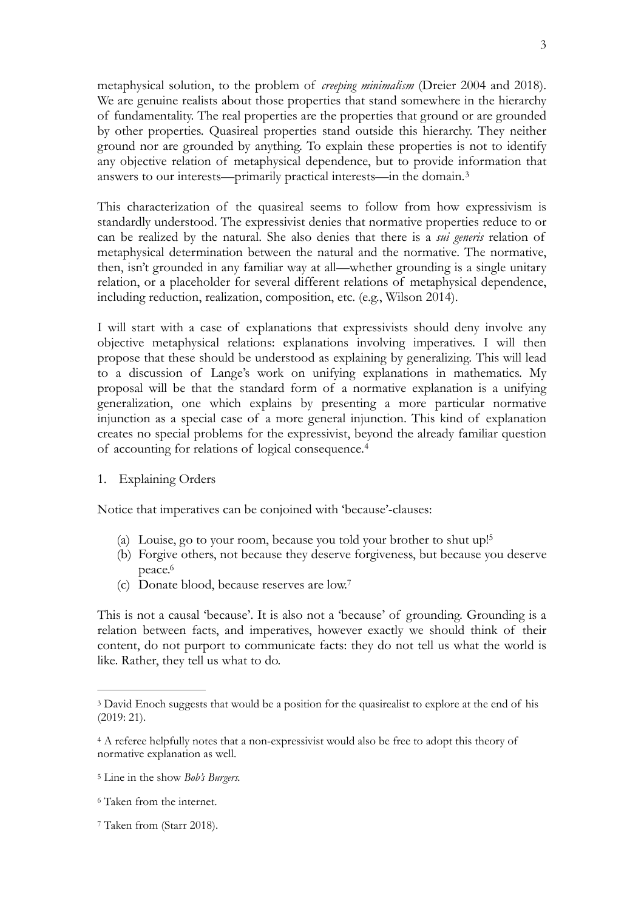metaphysical solution, to the problem of *creeping minimalism* (Dreier 2004 and 2018). We are genuine realists about those properties that stand somewhere in the hierarchy of fundamentality. The real properties are the properties that ground or are grounded by other properties. Quasireal properties stand outside this hierarchy. They neither ground nor are grounded by anything. To explain these properties is not to identify any objective relation of metaphysical dependence, but to provide information that answers to our interests—primarily practical interests—in the domain.[3]

This characterization of the quasireal seems to follow from how expressivism is standardly understood. The expressivist denies that normative properties reduce to or can be realized by the natural. She also denies that there is a *sui generis* relation of metaphysical determination between the natural and the normative. The normative, then, isn't grounded in any familiar way at all—whether grounding is a single unitary relation, or a placeholder for several different relations of metaphysical dependence, including reduction, realization, composition, etc. (e.g., Wilson 2014).

I will start with a case of explanations that expressivists should deny involve any objective metaphysical relations: explanations involving imperatives. I will then propose that these should be understood as explaining by generalizing. This will lead to a discussion of Lange's work on unifying explanations in mathematics. My proposal will be that the standard form of a normative explanation is a unifying generalization, one which explains by presenting a more particular normative injunction as a special case of a more general injunction. This kind of explanation creates no special problems for the expressivist, beyond the already familiar question of accounting for relations of logical consequence.[4]

## 1. Explaining Orders

Notice that imperatives can be conjoined with 'because'-clauses:

(a) Louise, go to your room, because you told your brother to shut up![5]
(b) Forgive others, not because they deserve forgiveness, but because you deserve peace.[6]
(c) Donate blood, because reserves are low.[7]

This is not a causal 'because'. It is also not a 'because' of grounding. Grounding is a relation between facts, and imperatives, however exactly we should think of their content, do not purport to communicate facts: they do not tell us what the world is like. Rather, they tell us what to do.

---

[3] David Enoch suggests that would be a position for the quasirealist to explore at the end of his (2019: 21).

[4] A referee helpfully notes that a non-expressivist would also be free to adopt this theory of normative explanation as well.

[5] Line in the show *Bob's Burgers.*

[6] Taken from the internet.

[7] Taken from (Starr 2018).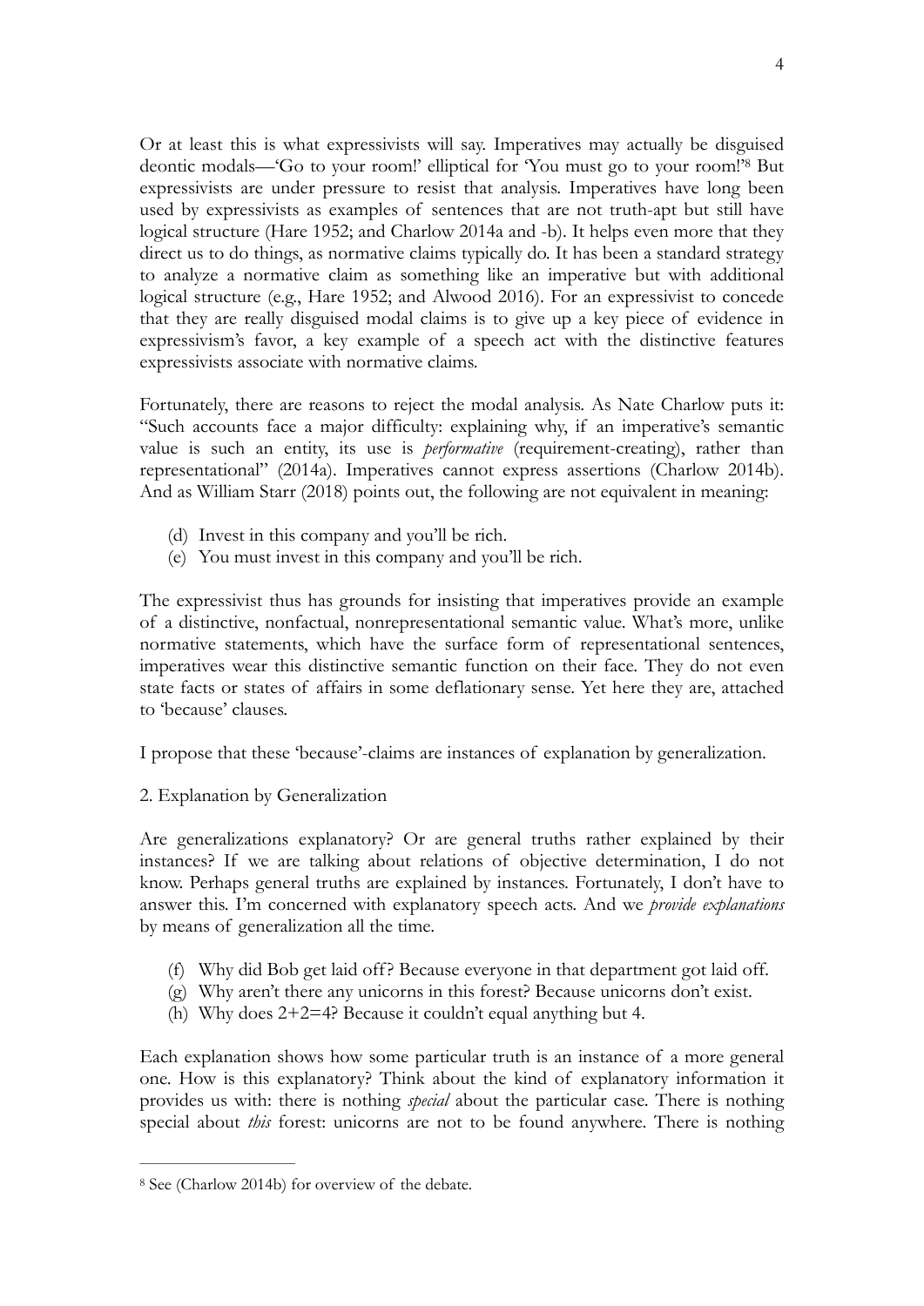Or at least this is what expressivists will say. Imperatives may actually be disguised deontic modals—'Go to your room!' elliptical for 'You must go to your room!'[8] But expressivists are under pressure to resist that analysis. Imperatives have long been used by expressivists as examples of sentences that are not truth-apt but still have logical structure (Hare 1952; and Charlow 2014a and -b). It helps even more that they direct us to do things, as normative claims typically do. It has been a standard strategy to analyze a normative claim as something like an imperative but with additional logical structure (e.g., Hare 1952; and Alwood 2016). For an expressivist to concede that they are really disguised modal claims is to give up a key piece of evidence in expressivism's favor, a key example of a speech act with the distinctive features expressivists associate with normative claims.

Fortunately, there are reasons to reject the modal analysis. As Nate Charlow puts it: "Such accounts face a major difficulty: explaining why, if an imperative's semantic value is such an entity, its use is *performative* (requirement-creating), rather than representational" (2014a). Imperatives cannot express assertions (Charlow 2014b). And as William Starr (2018) points out, the following are not equivalent in meaning:

(d) Invest in this company and you'll be rich.
(e) You must invest in this company and you'll be rich.

The expressivist thus has grounds for insisting that imperatives provide an example of a distinctive, nonfactual, nonrepresentational semantic value. What's more, unlike normative statements, which have the surface form of representational sentences, imperatives wear this distinctive semantic function on their face. They do not even state facts or states of affairs in some deflationary sense. Yet here they are, attached to 'because' clauses.

I propose that these 'because'-claims are instances of explanation by generalization.

## 2. Explanation by Generalization

Are generalizations explanatory? Or are general truths rather explained by their instances? If we are talking about relations of objective determination, I do not know. Perhaps general truths are explained by instances. Fortunately, I don't have to answer this. I'm concerned with explanatory speech acts. And we *provide explanations* by means of generalization all the time.

(f) Why did Bob get laid off? Because everyone in that department got laid off.
(g) Why aren't there any unicorns in this forest? Because unicorns don't exist.
(h) Why does 2+2=4? Because it couldn't equal anything but 4.

Each explanation shows how some particular truth is an instance of a more general one. How is this explanatory? Think about the kind of explanatory information it provides us with: there is nothing *special* about the particular case. There is nothing special about *this* forest: unicorns are not to be found anywhere. There is nothing

---

[8] See (Charlow 2014b) for overview of the debate.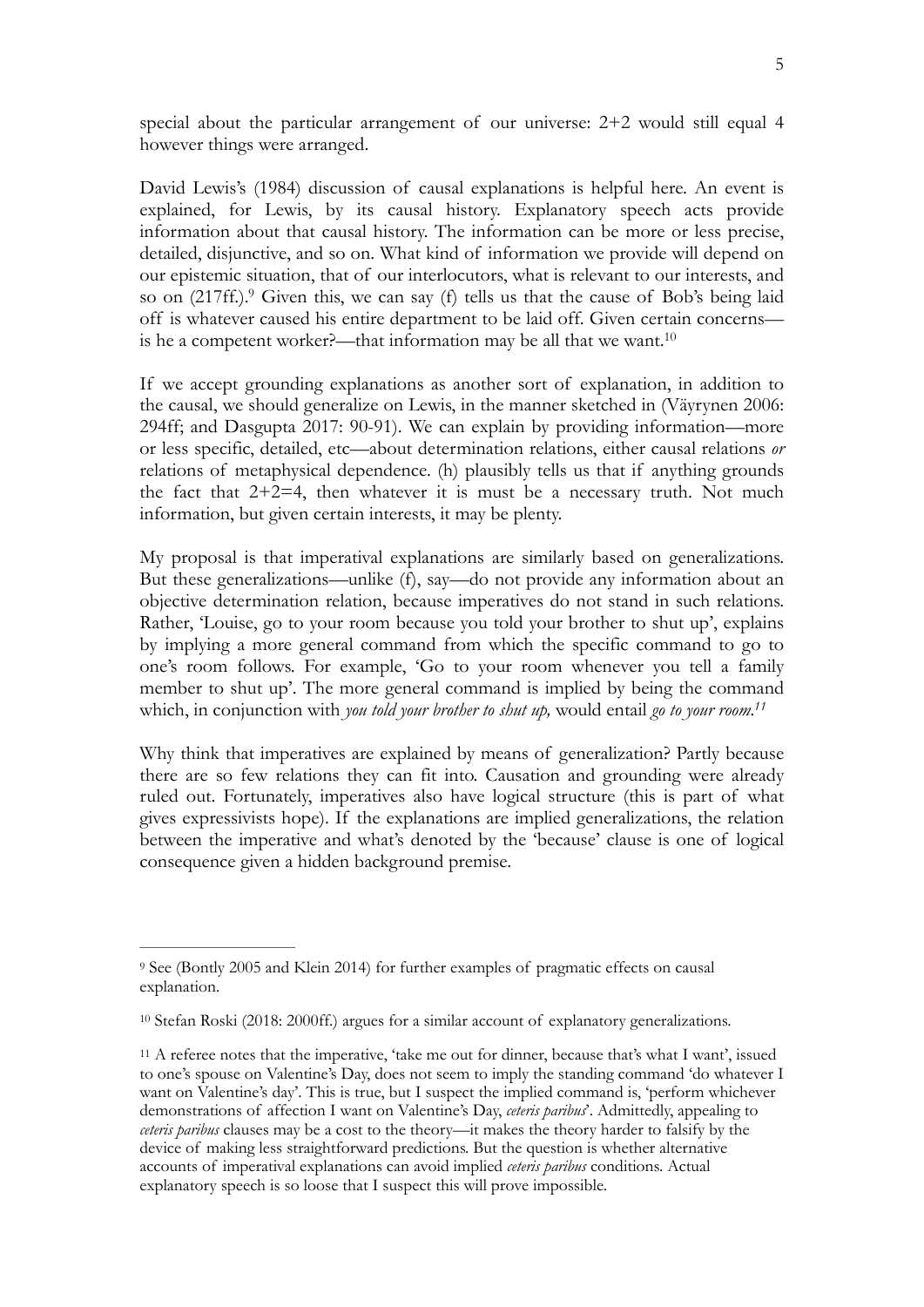special about the particular arrangement of our universe: 2+2 would still equal 4 however things were arranged.

David Lewis's (1984) discussion of causal explanations is helpful here. An event is explained, for Lewis, by its causal history. Explanatory speech acts provide information about that causal history. The information can be more or less precise, detailed, disjunctive, and so on. What kind of information we provide will depend on our epistemic situation, that of our interlocutors, what is relevant to our interests, and so on (217ff.).[9] Given this, we can say (f) tells us that the cause of Bob's being laid off is whatever caused his entire department to be laid off. Given certain concerns—is he a competent worker?—that information may be all that we want.[10]

If we accept grounding explanations as another sort of explanation, in addition to the causal, we should generalize on Lewis, in the manner sketched in (Väyrynen 2006: 294ff; and Dasgupta 2017: 90-91). We can explain by providing information—more or less specific, detailed, etc—about determination relations, either causal relations *or* relations of metaphysical dependence. (h) plausibly tells us that if anything grounds the fact that 2+2=4, then whatever it is must be a necessary truth. Not much information, but given certain interests, it may be plenty.

My proposal is that imperatival explanations are similarly based on generalizations. But these generalizations—unlike (f), say—do not provide any information about an objective determination relation, because imperatives do not stand in such relations. Rather, 'Louise, go to your room because you told your brother to shut up', explains by implying a more general command from which the specific command to go to one's room follows. For example, 'Go to your room whenever you tell a family member to shut up'. The more general command is implied by being the command which, in conjunction with *you told your brother to shut up,* would entail *go to your room.*[11]

Why think that imperatives are explained by means of generalization? Partly because there are so few relations they can fit into. Causation and grounding were already ruled out. Fortunately, imperatives also have logical structure (this is part of what gives expressivists hope). If the explanations are implied generalizations, the relation between the imperative and what's denoted by the 'because' clause is one of logical consequence given a hidden background premise.

---

[9] See (Bontly 2005 and Klein 2014) for further examples of pragmatic effects on causal explanation.

[10] Stefan Roski (2018: 2000ff.) argues for a similar account of explanatory generalizations.

[11] A referee notes that the imperative, 'take me out for dinner, because that's what I want', issued to one's spouse on Valentine's Day, does not seem to imply the standing command 'do whatever I want on Valentine's day'. This is true, but I suspect the implied command is, 'perform whichever demonstrations of affection I want on Valentine's Day, *ceteris paribus*'. Admittedly, appealing to *ceteris paribus* clauses may be a cost to the theory—it makes the theory harder to falsify by the device of making less straightforward predictions. But the question is whether alternative accounts of imperatival explanations can avoid implied *ceteris paribus* conditions. Actual explanatory speech is so loose that I suspect this will prove impossible.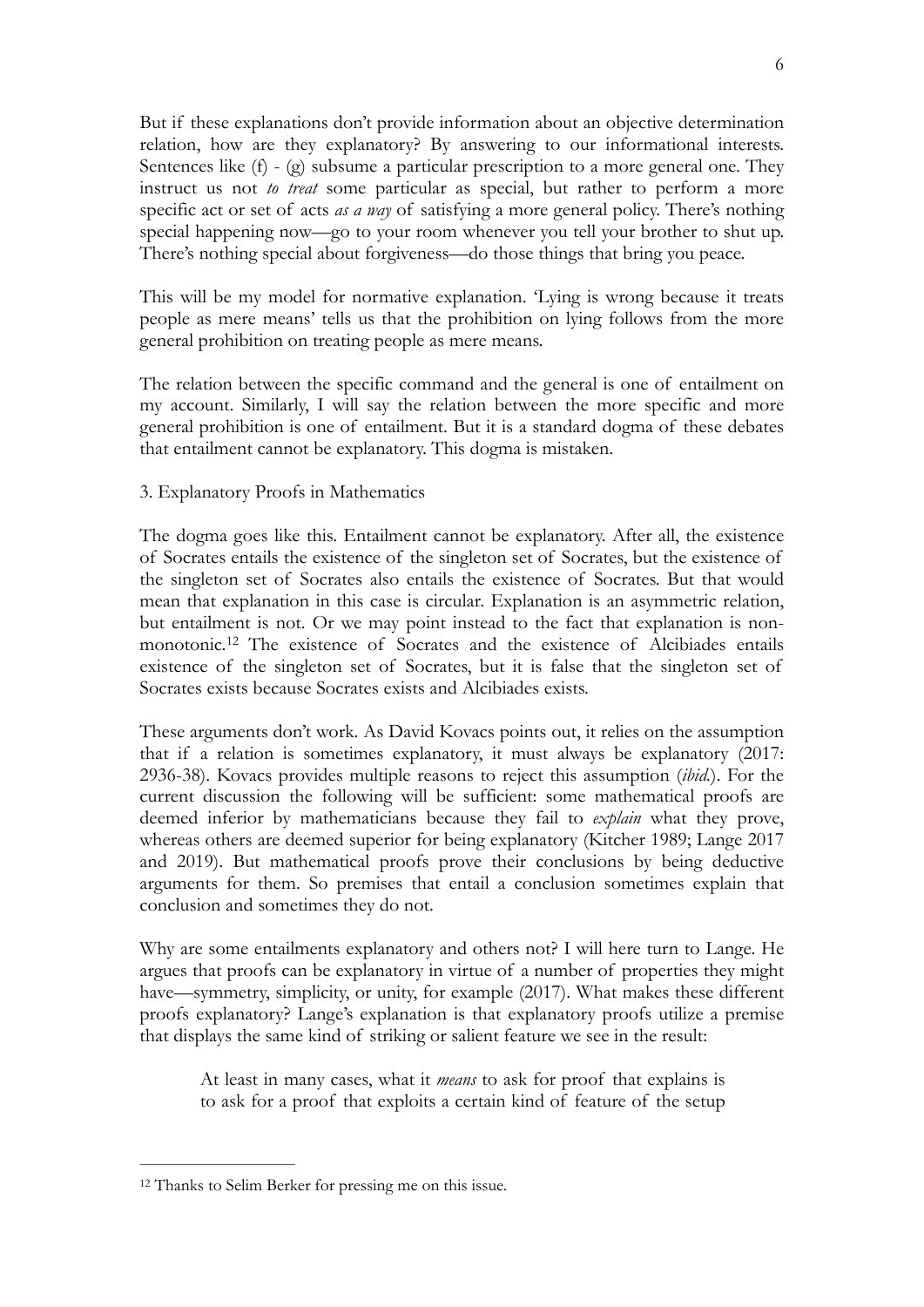But if these explanations don't provide information about an objective determination relation, how are they explanatory? By answering to our informational interests. Sentences like (f) - (g) subsume a particular prescription to a more general one. They instruct us not *to treat* some particular as special, but rather to perform a more specific act or set of acts *as a way* of satisfying a more general policy. There's nothing special happening now—go to your room whenever you tell your brother to shut up. There's nothing special about forgiveness—do those things that bring you peace.

This will be my model for normative explanation. 'Lying is wrong because it treats people as mere means' tells us that the prohibition on lying follows from the more general prohibition on treating people as mere means.

The relation between the specific command and the general is one of entailment on my account. Similarly, I will say the relation between the more specific and more general prohibition is one of entailment. But it is a standard dogma of these debates that entailment cannot be explanatory. This dogma is mistaken.

3. Explanatory Proofs in Mathematics

The dogma goes like this. Entailment cannot be explanatory. After all, the existence of Socrates entails the existence of the singleton set of Socrates, but the existence of the singleton set of Socrates also entails the existence of Socrates. But that would mean that explanation in this case is circular. Explanation is an asymmetric relation, but entailment is not. Or we may point instead to the fact that explanation is non-monotonic.[12] The existence of Socrates and the existence of Alcibiades entails existence of the singleton set of Socrates, but it is false that the singleton set of Socrates exists because Socrates exists and Alcibiades exists.

These arguments don't work. As David Kovacs points out, it relies on the assumption that if a relation is sometimes explanatory, it must always be explanatory (2017: 2936-38). Kovacs provides multiple reasons to reject this assumption (*ibid.*). For the current discussion the following will be sufficient: some mathematical proofs are deemed inferior by mathematicians because they fail to *explain* what they prove, whereas others are deemed superior for being explanatory (Kitcher 1989; Lange 2017 and 2019). But mathematical proofs prove their conclusions by being deductive arguments for them. So premises that entail a conclusion sometimes explain that conclusion and sometimes they do not.

Why are some entailments explanatory and others not? I will here turn to Lange. He argues that proofs can be explanatory in virtue of a number of properties they might have—symmetry, simplicity, or unity, for example (2017). What makes these different proofs explanatory? Lange's explanation is that explanatory proofs utilize a premise that displays the same kind of striking or salient feature we see in the result:

> At least in many cases, what it *means* to ask for proof that explains is to ask for a proof that exploits a certain kind of feature of the setup

[12] Thanks to Selim Berker for pressing me on this issue.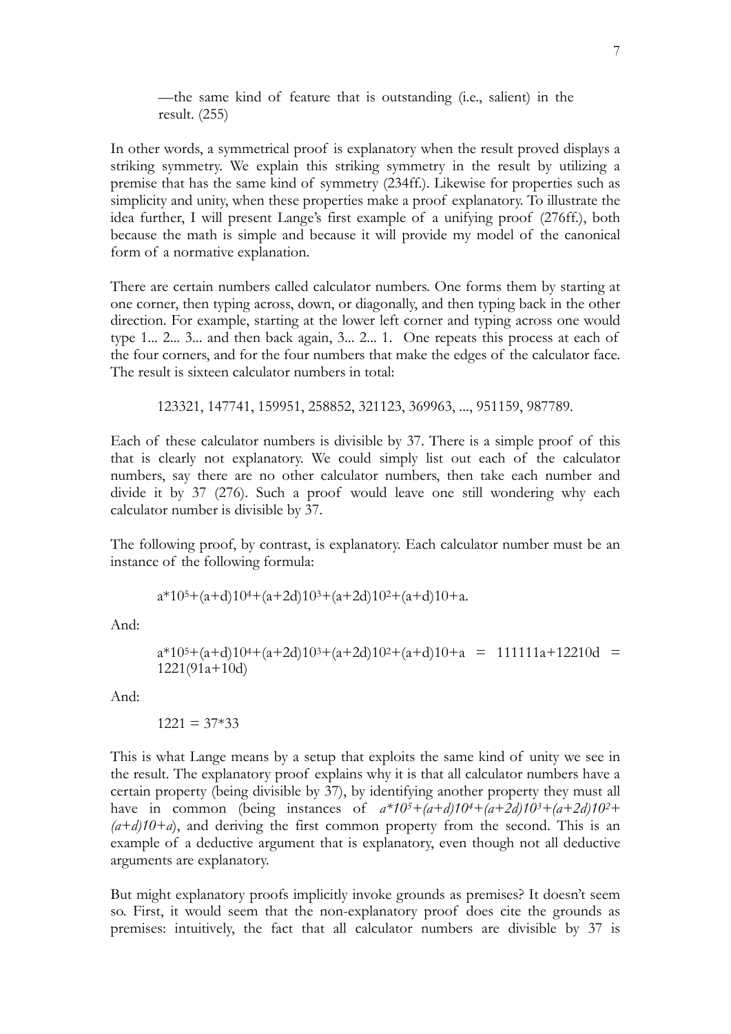—the same kind of feature that is outstanding (i.e., salient) in the result. (255)

In other words, a symmetrical proof is explanatory when the result proved displays a striking symmetry. We explain this striking symmetry in the result by utilizing a premise that has the same kind of symmetry (234ff.). Likewise for properties such as simplicity and unity, when these properties make a proof explanatory. To illustrate the idea further, I will present Lange's first example of a unifying proof (276ff.), both because the math is simple and because it will provide my model of the canonical form of a normative explanation.

There are certain numbers called calculator numbers. One forms them by starting at one corner, then typing across, down, or diagonally, and then typing back in the other direction. For example, starting at the lower left corner and typing across one would type 1... 2... 3... and then back again, 3... 2... 1. One repeats this process at each of the four corners, and for the four numbers that make the edges of the calculator face. The result is sixteen calculator numbers in total:

> 123321, 147741, 159951, 258852, 321123, 369963, ..., 951159, 987789.

Each of these calculator numbers is divisible by 37. There is a simple proof of this that is clearly not explanatory. We could simply list out each of the calculator numbers, say there are no other calculator numbers, then take each number and divide it by 37 (276). Such a proof would leave one still wondering why each calculator number is divisible by 37.

The following proof, by contrast, is explanatory. Each calculator number must be an instance of the following formula:

$$a*10^5+(a+d)10^4+(a+2d)10^3+(a+2d)10^2+(a+d)10+a.$$

And:

$$a*10^5+(a+d)10^4+(a+2d)10^3+(a+2d)10^2+(a+d)10+a \;=\; 111111a+12210d \;=\; 1221(91a+10d)$$

And:

$$1221 = 37*33$$

This is what Lange means by a setup that exploits the same kind of unity we see in the result. The explanatory proof explains why it is that all calculator numbers have a certain property (being divisible by 37), by identifying another property they must all have in common (being instances of $a*10^5+(a+d)10^4+(a+2d)10^3+(a+2d)10^2+(a+d)10+a$), and deriving the first common property from the second. This is an example of a deductive argument that is explanatory, even though not all deductive arguments are explanatory.

But might explanatory proofs implicitly invoke grounds as premises? It doesn't seem so. First, it would seem that the non-explanatory proof does cite the grounds as premises: intuitively, the fact that all calculator numbers are divisible by 37 is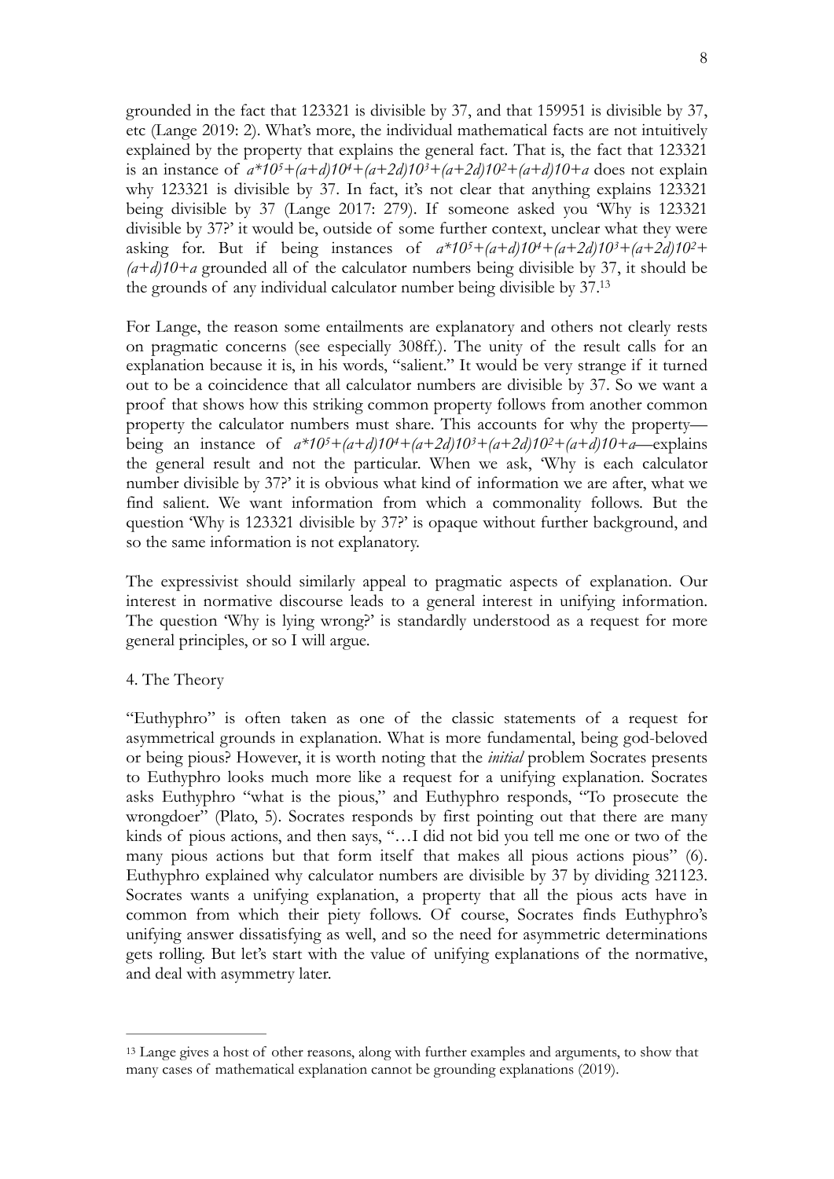grounded in the fact that 123321 is divisible by 37, and that 159951 is divisible by 37, etc (Lange 2019: 2). What's more, the individual mathematical facts are not intuitively explained by the property that explains the general fact. That is, the fact that 123321 is an instance of $a*10^5+(a+d)10^4+(a+2d)10^3+(a+2d)10^2+(a+d)10+a$ does not explain why 123321 is divisible by 37. In fact, it's not clear that anything explains 123321 being divisible by 37 (Lange 2017: 279). If someone asked you 'Why is 123321 divisible by 37?' it would be, outside of some further context, unclear what they were asking for. But if being instances of $a*10^5+(a+d)10^4+(a+2d)10^3+(a+2d)10^2+(a+d)10+a$ grounded all of the calculator numbers being divisible by 37, it should be the grounds of any individual calculator number being divisible by 37.[13]

For Lange, the reason some entailments are explanatory and others not clearly rests on pragmatic concerns (see especially 308ff.). The unity of the result calls for an explanation because it is, in his words, "salient." It would be very strange if it turned out to be a coincidence that all calculator numbers are divisible by 37. So we want a proof that shows how this striking common property follows from another common property the calculator numbers must share. This accounts for why the property—being an instance of $a*10^5+(a+d)10^4+(a+2d)10^3+(a+2d)10^2+(a+d)10+a$—explains the general result and not the particular. When we ask, 'Why is each calculator number divisible by 37?' it is obvious what kind of information we are after, what we find salient. We want information from which a commonality follows. But the question 'Why is 123321 divisible by 37?' is opaque without further background, and so the same information is not explanatory.

The expressivist should similarly appeal to pragmatic aspects of explanation. Our interest in normative discourse leads to a general interest in unifying information. The question 'Why is lying wrong?' is standardly understood as a request for more general principles, or so I will argue.

## 4. The Theory

"Euthyphro" is often taken as one of the classic statements of a request for asymmetrical grounds in explanation. What is more fundamental, being god-beloved or being pious? However, it is worth noting that the *initial* problem Socrates presents to Euthyphro looks much more like a request for a unifying explanation. Socrates asks Euthyphro "what is the pious," and Euthyphro responds, "To prosecute the wrongdoer" (Plato, 5). Socrates responds by first pointing out that there are many kinds of pious actions, and then says, "…I did not bid you tell me one or two of the many pious actions but that form itself that makes all pious actions pious" (6). Euthyphro explained why calculator numbers are divisible by 37 by dividing 321123. Socrates wants a unifying explanation, a property that all the pious acts have in common from which their piety follows. Of course, Socrates finds Euthyphro's unifying answer dissatisfying as well, and so the need for asymmetric determinations gets rolling. But let's start with the value of unifying explanations of the normative, and deal with asymmetry later.

---

[13] Lange gives a host of other reasons, along with further examples and arguments, to show that many cases of mathematical explanation cannot be grounding explanations (2019).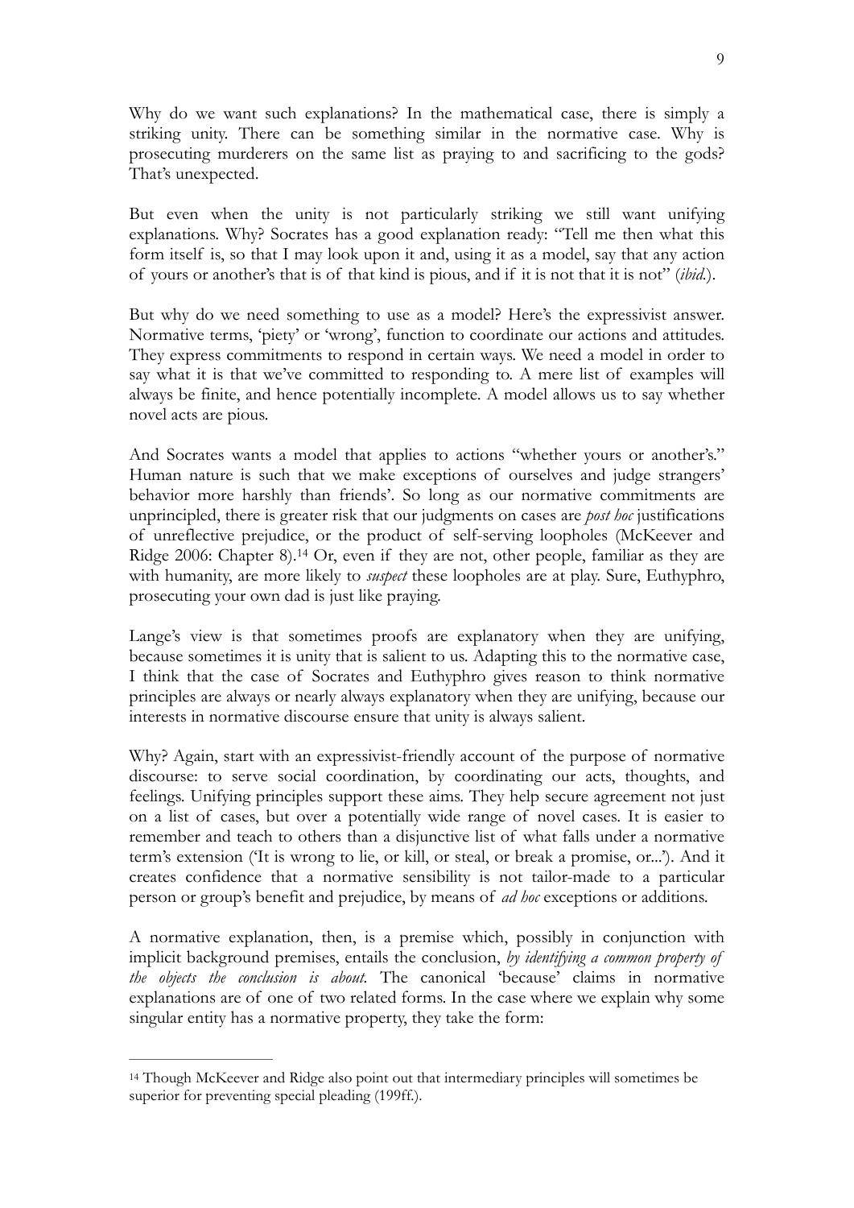Why do we want such explanations? In the mathematical case, there is simply a striking unity. There can be something similar in the normative case. Why is prosecuting murderers on the same list as praying to and sacrificing to the gods? That's unexpected.

But even when the unity is not particularly striking we still want unifying explanations. Why? Socrates has a good explanation ready: "Tell me then what this form itself is, so that I may look upon it and, using it as a model, say that any action of yours or another's that is of that kind is pious, and if it is not that it is not" (*ibid.*).

But why do we need something to use as a model? Here's the expressivist answer. Normative terms, 'piety' or 'wrong', function to coordinate our actions and attitudes. They express commitments to respond in certain ways. We need a model in order to say what it is that we've committed to responding to. A mere list of examples will always be finite, and hence potentially incomplete. A model allows us to say whether novel acts are pious.

And Socrates wants a model that applies to actions "whether yours or another's." Human nature is such that we make exceptions of ourselves and judge strangers' behavior more harshly than friends'. So long as our normative commitments are unprincipled, there is greater risk that our judgments on cases are *post hoc* justifications of unreflective prejudice, or the product of self-serving loopholes (McKeever and Ridge 2006: Chapter 8).[14] Or, even if they are not, other people, familiar as they are with humanity, are more likely to *suspect* these loopholes are at play. Sure, Euthyphro, prosecuting your own dad is just like praying.

Lange's view is that sometimes proofs are explanatory when they are unifying, because sometimes it is unity that is salient to us. Adapting this to the normative case, I think that the case of Socrates and Euthyphro gives reason to think normative principles are always or nearly always explanatory when they are unifying, because our interests in normative discourse ensure that unity is always salient.

Why? Again, start with an expressivist-friendly account of the purpose of normative discourse: to serve social coordination, by coordinating our acts, thoughts, and feelings. Unifying principles support these aims. They help secure agreement not just on a list of cases, but over a potentially wide range of novel cases. It is easier to remember and teach to others than a disjunctive list of what falls under a normative term's extension ('It is wrong to lie, or kill, or steal, or break a promise, or...'). And it creates confidence that a normative sensibility is not tailor-made to a particular person or group's benefit and prejudice, by means of *ad hoc* exceptions or additions.

A normative explanation, then, is a premise which, possibly in conjunction with implicit background premises, entails the conclusion, *by identifying a common property of the objects the conclusion is about*. The canonical 'because' claims in normative explanations are of one of two related forms. In the case where we explain why some singular entity has a normative property, they take the form:

---

[14] Though McKeever and Ridge also point out that intermediary principles will sometimes be superior for preventing special pleading (199ff.).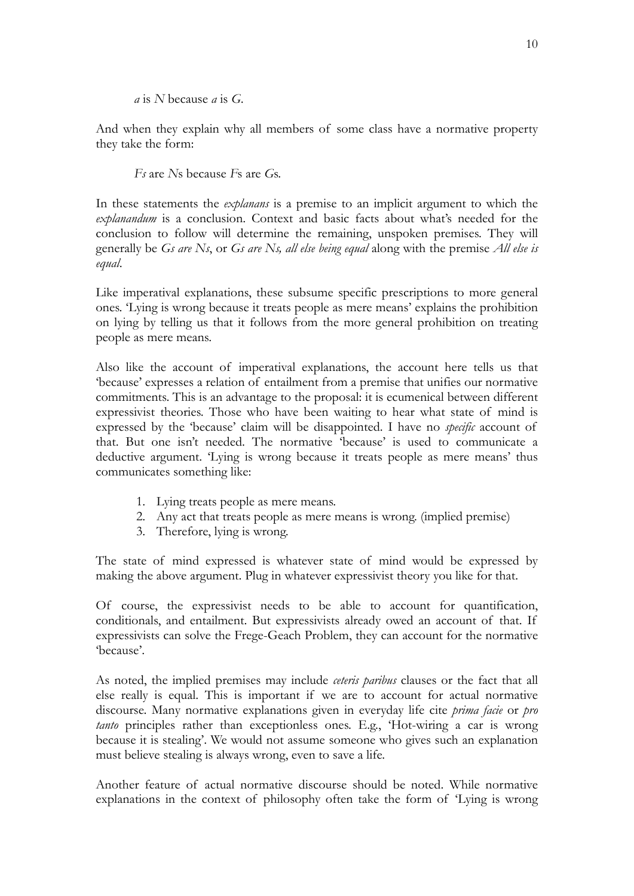*a* is *N* because *a* is *G*.

And when they explain why all members of some class have a normative property they take the form:

*Fs* are *N*s because *F*s are *G*s.

In these statements the *explanans* is a premise to an implicit argument to which the *explanandum* is a conclusion. Context and basic facts about what's needed for the conclusion to follow will determine the remaining, unspoken premises. They will generally be *Gs are Ns*, or *Gs are Ns, all else being equal* along with the premise *All else is equal*.

Like imperatival explanations, these subsume specific prescriptions to more general ones. 'Lying is wrong because it treats people as mere means' explains the prohibition on lying by telling us that it follows from the more general prohibition on treating people as mere means.

Also like the account of imperatival explanations, the account here tells us that 'because' expresses a relation of entailment from a premise that unifies our normative commitments. This is an advantage to the proposal: it is ecumenical between different expressivist theories. Those who have been waiting to hear what state of mind is expressed by the 'because' claim will be disappointed. I have no *specific* account of that. But one isn't needed. The normative 'because' is used to communicate a deductive argument. 'Lying is wrong because it treats people as mere means' thus communicates something like:

1. Lying treats people as mere means.
2. Any act that treats people as mere means is wrong. (implied premise)
3. Therefore, lying is wrong.

The state of mind expressed is whatever state of mind would be expressed by making the above argument. Plug in whatever expressivist theory you like for that.

Of course, the expressivist needs to be able to account for quantification, conditionals, and entailment. But expressivists already owed an account of that. If expressivists can solve the Frege-Geach Problem, they can account for the normative 'because'.

As noted, the implied premises may include *ceteris paribus* clauses or the fact that all else really is equal. This is important if we are to account for actual normative discourse. Many normative explanations given in everyday life cite *prima facie* or *pro tanto* principles rather than exceptionless ones. E.g., 'Hot-wiring a car is wrong because it is stealing'. We would not assume someone who gives such an explanation must believe stealing is always wrong, even to save a life.

Another feature of actual normative discourse should be noted. While normative explanations in the context of philosophy often take the form of 'Lying is wrong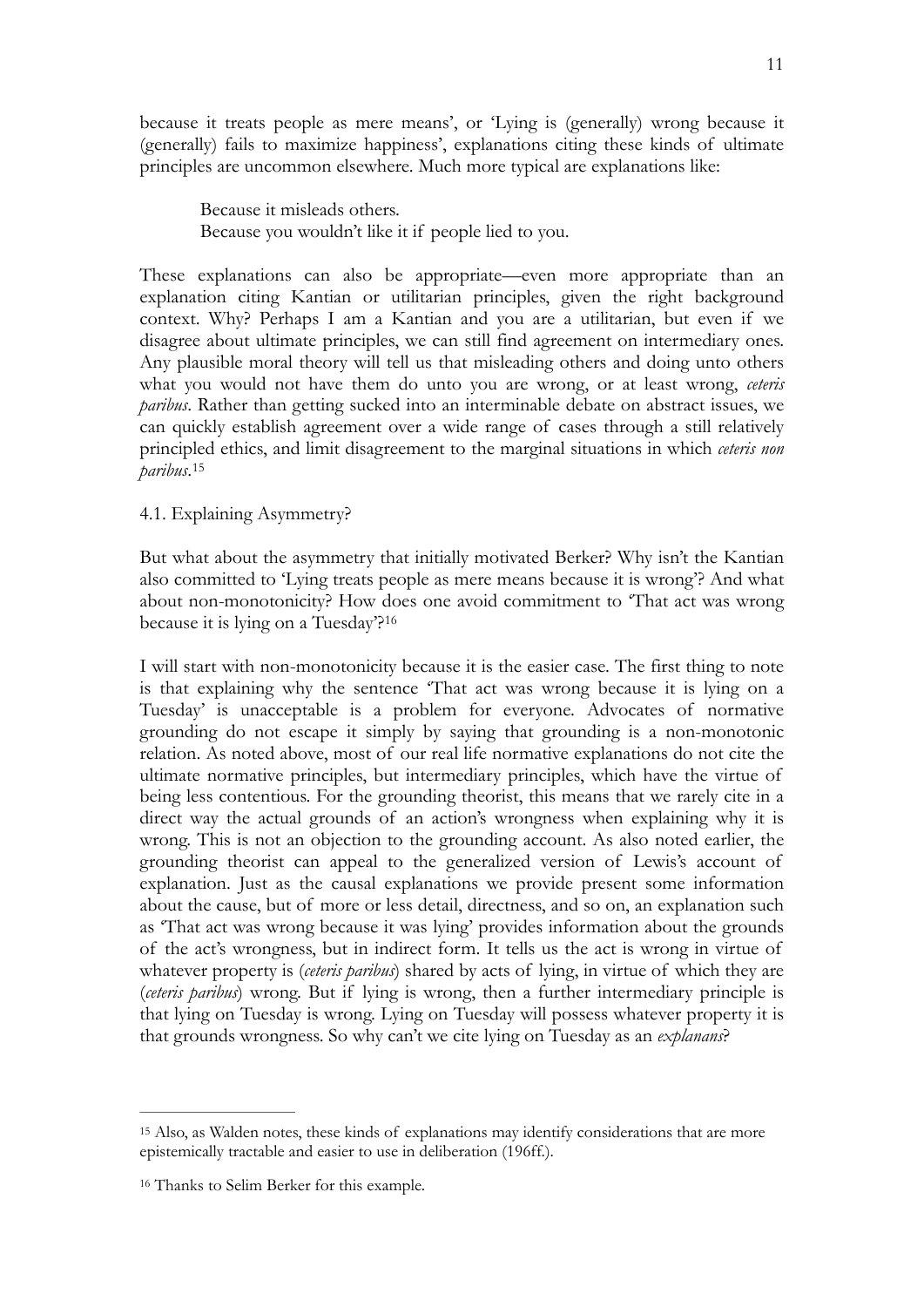because it treats people as mere means', or 'Lying is (generally) wrong because it (generally) fails to maximize happiness', explanations citing these kinds of ultimate principles are uncommon elsewhere. Much more typical are explanations like:

> Because it misleads others.
> Because you wouldn't like it if people lied to you.

These explanations can also be appropriate—even more appropriate than an explanation citing Kantian or utilitarian principles, given the right background context. Why? Perhaps I am a Kantian and you are a utilitarian, but even if we disagree about ultimate principles, we can still find agreement on intermediary ones. Any plausible moral theory will tell us that misleading others and doing unto others what you would not have them do unto you are wrong, or at least wrong, *ceteris paribus*. Rather than getting sucked into an interminable debate on abstract issues, we can quickly establish agreement over a wide range of cases through a still relatively principled ethics, and limit disagreement to the marginal situations in which *ceteris non paribus*.[15]

4.1. Explaining Asymmetry?

But what about the asymmetry that initially motivated Berker? Why isn't the Kantian also committed to 'Lying treats people as mere means because it is wrong'? And what about non-monotonicity? How does one avoid commitment to 'That act was wrong because it is lying on a Tuesday'?[16]

I will start with non-monotonicity because it is the easier case. The first thing to note is that explaining why the sentence 'That act was wrong because it is lying on a Tuesday' is unacceptable is a problem for everyone. Advocates of normative grounding do not escape it simply by saying that grounding is a non-monotonic relation. As noted above, most of our real life normative explanations do not cite the ultimate normative principles, but intermediary principles, which have the virtue of being less contentious. For the grounding theorist, this means that we rarely cite in a direct way the actual grounds of an action's wrongness when explaining why it is wrong. This is not an objection to the grounding account. As also noted earlier, the grounding theorist can appeal to the generalized version of Lewis's account of explanation. Just as the causal explanations we provide present some information about the cause, but of more or less detail, directness, and so on, an explanation such as 'That act was wrong because it was lying' provides information about the grounds of the act's wrongness, but in indirect form. It tells us the act is wrong in virtue of whatever property is (*ceteris paribus*) shared by acts of lying, in virtue of which they are (*ceteris paribus*) wrong. But if lying is wrong, then a further intermediary principle is that lying on Tuesday is wrong. Lying on Tuesday will possess whatever property it is that grounds wrongness. So why can't we cite lying on Tuesday as an *explanans*?

---

[15] Also, as Walden notes, these kinds of explanations may identify considerations that are more epistemically tractable and easier to use in deliberation (196ff.).

[16] Thanks to Selim Berker for this example.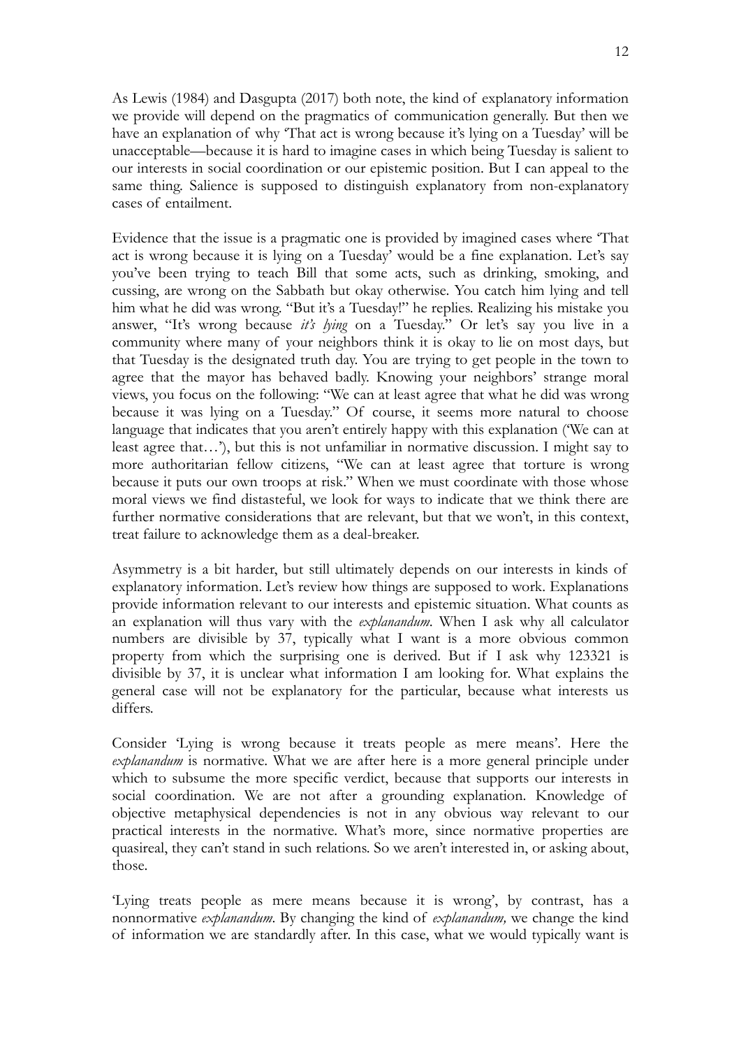As Lewis (1984) and Dasgupta (2017) both note, the kind of explanatory information we provide will depend on the pragmatics of communication generally. But then we have an explanation of why 'That act is wrong because it's lying on a Tuesday' will be unacceptable—because it is hard to imagine cases in which being Tuesday is salient to our interests in social coordination or our epistemic position. But I can appeal to the same thing. Salience is supposed to distinguish explanatory from non-explanatory cases of entailment.

Evidence that the issue is a pragmatic one is provided by imagined cases where 'That act is wrong because it is lying on a Tuesday' would be a fine explanation. Let's say you've been trying to teach Bill that some acts, such as drinking, smoking, and cussing, are wrong on the Sabbath but okay otherwise. You catch him lying and tell him what he did was wrong. "But it's a Tuesday!" he replies. Realizing his mistake you answer, "It's wrong because *it's lying* on a Tuesday." Or let's say you live in a community where many of your neighbors think it is okay to lie on most days, but that Tuesday is the designated truth day. You are trying to get people in the town to agree that the mayor has behaved badly. Knowing your neighbors' strange moral views, you focus on the following: "We can at least agree that what he did was wrong because it was lying on a Tuesday." Of course, it seems more natural to choose language that indicates that you aren't entirely happy with this explanation ('We can at least agree that…'), but this is not unfamiliar in normative discussion. I might say to more authoritarian fellow citizens, "We can at least agree that torture is wrong because it puts our own troops at risk." When we must coordinate with those whose moral views we find distasteful, we look for ways to indicate that we think there are further normative considerations that are relevant, but that we won't, in this context, treat failure to acknowledge them as a deal-breaker.

Asymmetry is a bit harder, but still ultimately depends on our interests in kinds of explanatory information. Let's review how things are supposed to work. Explanations provide information relevant to our interests and epistemic situation. What counts as an explanation will thus vary with the *explanandum*. When I ask why all calculator numbers are divisible by 37, typically what I want is a more obvious common property from which the surprising one is derived. But if I ask why 123321 is divisible by 37, it is unclear what information I am looking for. What explains the general case will not be explanatory for the particular, because what interests us differs.

Consider 'Lying is wrong because it treats people as mere means'. Here the *explanandum* is normative. What we are after here is a more general principle under which to subsume the more specific verdict, because that supports our interests in social coordination. We are not after a grounding explanation. Knowledge of objective metaphysical dependencies is not in any obvious way relevant to our practical interests in the normative. What's more, since normative properties are quasireal, they can't stand in such relations. So we aren't interested in, or asking about, those.

'Lying treats people as mere means because it is wrong', by contrast, has a nonnormative *explanandum*. By changing the kind of *explanandum,* we change the kind of information we are standardly after. In this case, what we would typically want is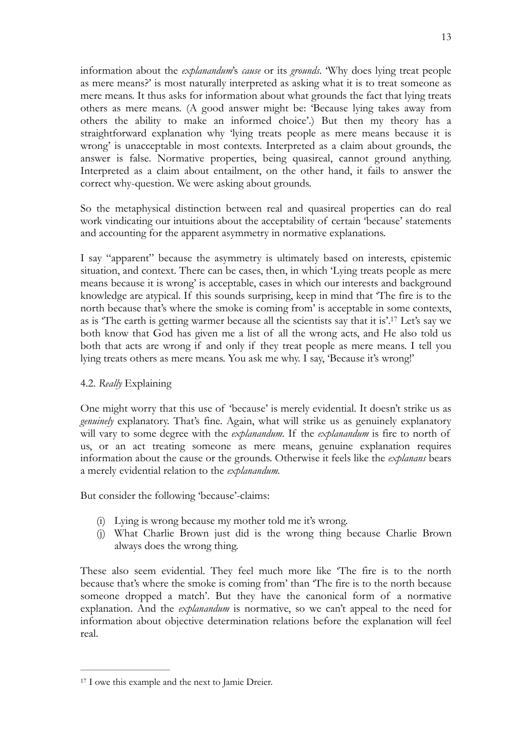information about the *explanandum*'s *cause* or its *grounds*. 'Why does lying treat people as mere means?' is most naturally interpreted as asking what it is to treat someone as mere means. It thus asks for information about what grounds the fact that lying treats others as mere means. (A good answer might be: 'Because lying takes away from others the ability to make an informed choice'.) But then my theory has a straightforward explanation why 'lying treats people as mere means because it is wrong' is unacceptable in most contexts. Interpreted as a claim about grounds, the answer is false. Normative properties, being quasireal, cannot ground anything. Interpreted as a claim about entailment, on the other hand, it fails to answer the correct why-question. We were asking about grounds.

So the metaphysical distinction between real and quasireal properties can do real work vindicating our intuitions about the acceptability of certain 'because' statements and accounting for the apparent asymmetry in normative explanations.

I say "apparent" because the asymmetry is ultimately based on interests, epistemic situation, and context. There can be cases, then, in which 'Lying treats people as mere means because it is wrong' is acceptable, cases in which our interests and background knowledge are atypical. If this sounds surprising, keep in mind that 'The fire is to the north because that's where the smoke is coming from' is acceptable in some contexts, as is 'The earth is getting warmer because all the scientists say that it is'.[17] Let's say we both know that God has given me a list of all the wrong acts, and He also told us both that acts are wrong if and only if they treat people as mere means. I tell you lying treats others as mere means. You ask me why. I say, 'Because it's wrong!'

### 4.2. *Really* Explaining

One might worry that this use of 'because' is merely evidential. It doesn't strike us as *genuinely* explanatory. That's fine. Again, what will strike us as genuinely explanatory will vary to some degree with the *explanandum*. If the *explanandum* is fire to north of us, or an act treating someone as mere means, genuine explanation requires information about the cause or the grounds. Otherwise it feels like the *explanans* bears a merely evidential relation to the *explanandum*.

But consider the following 'because'-claims:

(i) Lying is wrong because my mother told me it's wrong.
(j) What Charlie Brown just did is the wrong thing because Charlie Brown always does the wrong thing.

These also seem evidential. They feel much more like 'The fire is to the north because that's where the smoke is coming from' than 'The fire is to the north because someone dropped a match'. But they have the canonical form of a normative explanation. And the *explanandum* is normative, so we can't appeal to the need for information about objective determination relations before the explanation will feel real.

---

[17] I owe this example and the next to Jamie Dreier.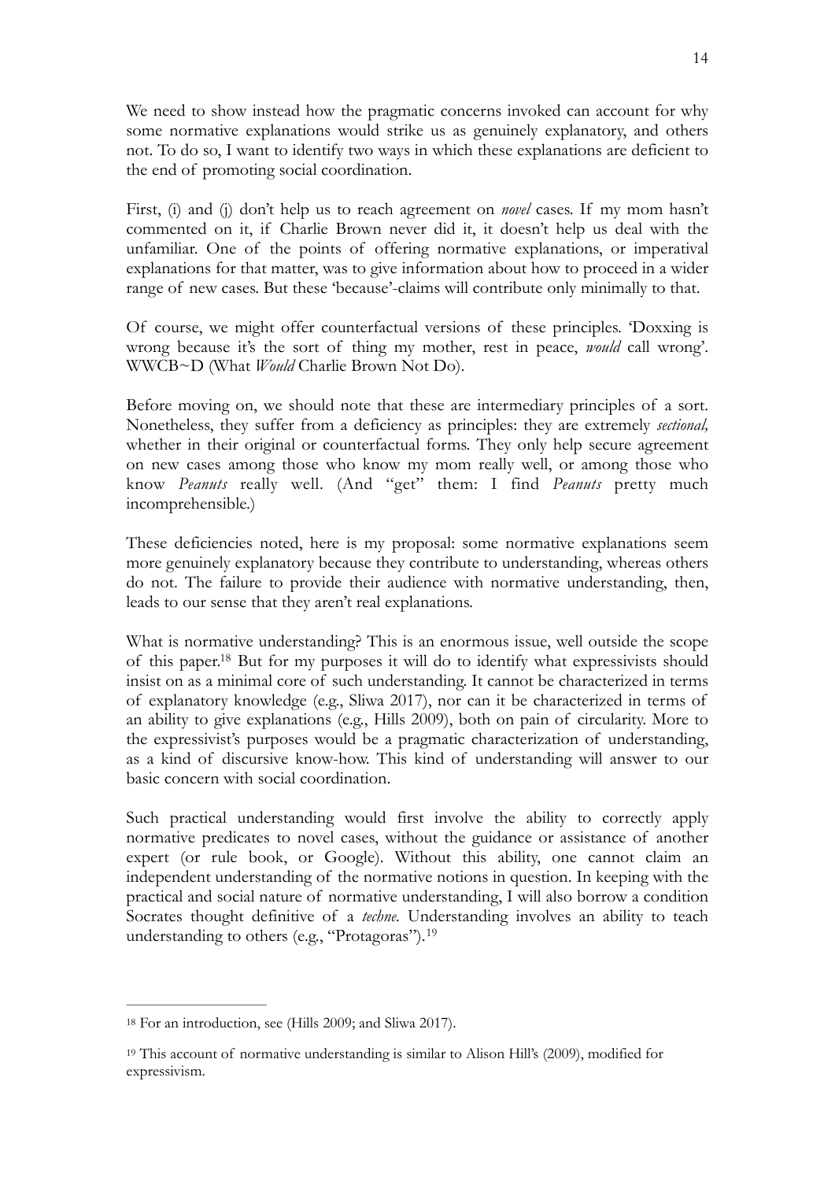We need to show instead how the pragmatic concerns invoked can account for why some normative explanations would strike us as genuinely explanatory, and others not. To do so, I want to identify two ways in which these explanations are deficient to the end of promoting social coordination.

First, (i) and (j) don't help us to reach agreement on *novel* cases. If my mom hasn't commented on it, if Charlie Brown never did it, it doesn't help us deal with the unfamiliar. One of the points of offering normative explanations, or imperatival explanations for that matter, was to give information about how to proceed in a wider range of new cases. But these 'because'-claims will contribute only minimally to that.

Of course, we might offer counterfactual versions of these principles. 'Doxxing is wrong because it's the sort of thing my mother, rest in peace, *would* call wrong'. WWCB~D (What *Would* Charlie Brown Not Do).

Before moving on, we should note that these are intermediary principles of a sort. Nonetheless, they suffer from a deficiency as principles: they are extremely *sectional,* whether in their original or counterfactual forms. They only help secure agreement on new cases among those who know my mom really well, or among those who know *Peanuts* really well. (And "get" them: I find *Peanuts* pretty much incomprehensible.)

These deficiencies noted, here is my proposal: some normative explanations seem more genuinely explanatory because they contribute to understanding, whereas others do not. The failure to provide their audience with normative understanding, then, leads to our sense that they aren't real explanations.

What is normative understanding? This is an enormous issue, well outside the scope of this paper.[18] But for my purposes it will do to identify what expressivists should insist on as a minimal core of such understanding. It cannot be characterized in terms of explanatory knowledge (e.g., Sliwa 2017), nor can it be characterized in terms of an ability to give explanations (e.g., Hills 2009), both on pain of circularity. More to the expressivist's purposes would be a pragmatic characterization of understanding, as a kind of discursive know-how. This kind of understanding will answer to our basic concern with social coordination.

Such practical understanding would first involve the ability to correctly apply normative predicates to novel cases, without the guidance or assistance of another expert (or rule book, or Google). Without this ability, one cannot claim an independent understanding of the normative notions in question. In keeping with the practical and social nature of normative understanding, I will also borrow a condition Socrates thought definitive of a *techne*. Understanding involves an ability to teach understanding to others (e.g., "Protagoras").[19]

---

[18] For an introduction, see (Hills 2009; and Sliwa 2017).

[19] This account of normative understanding is similar to Alison Hill's (2009), modified for expressivism.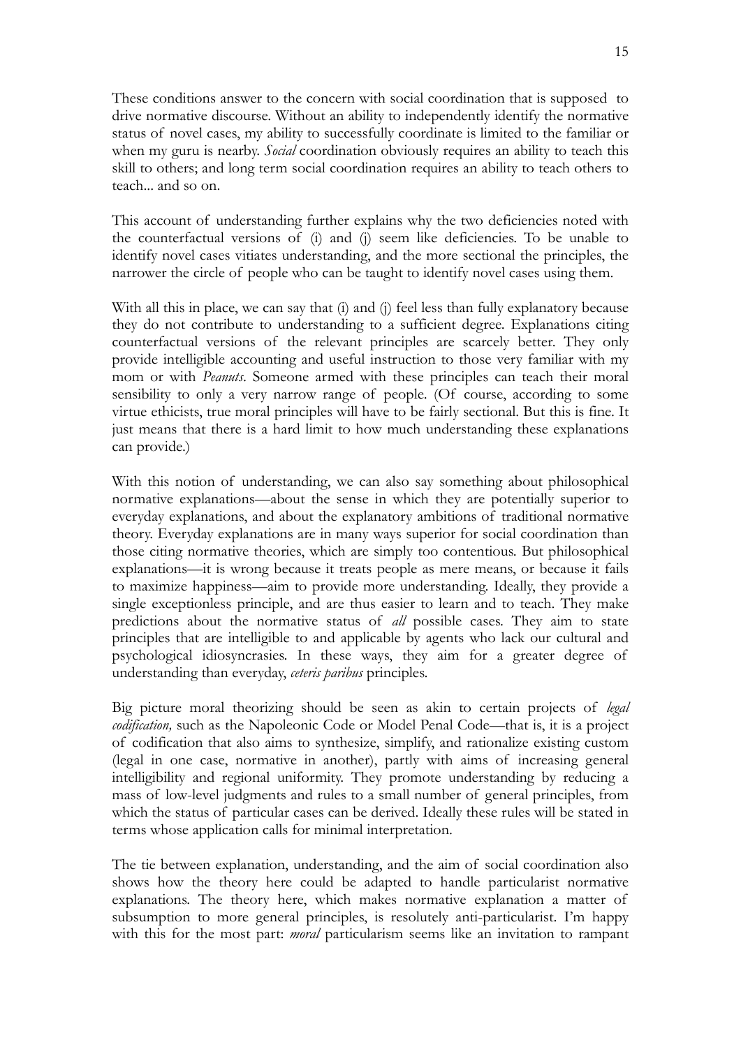These conditions answer to the concern with social coordination that is supposed to drive normative discourse. Without an ability to independently identify the normative status of novel cases, my ability to successfully coordinate is limited to the familiar or when my guru is nearby. *Social* coordination obviously requires an ability to teach this skill to others; and long term social coordination requires an ability to teach others to teach... and so on.

This account of understanding further explains why the two deficiencies noted with the counterfactual versions of (i) and (j) seem like deficiencies. To be unable to identify novel cases vitiates understanding, and the more sectional the principles, the narrower the circle of people who can be taught to identify novel cases using them.

With all this in place, we can say that (i) and (j) feel less than fully explanatory because they do not contribute to understanding to a sufficient degree. Explanations citing counterfactual versions of the relevant principles are scarcely better. They only provide intelligible accounting and useful instruction to those very familiar with my mom or with *Peanuts*. Someone armed with these principles can teach their moral sensibility to only a very narrow range of people. (Of course, according to some virtue ethicists, true moral principles will have to be fairly sectional. But this is fine. It just means that there is a hard limit to how much understanding these explanations can provide.)

With this notion of understanding, we can also say something about philosophical normative explanations—about the sense in which they are potentially superior to everyday explanations, and about the explanatory ambitions of traditional normative theory. Everyday explanations are in many ways superior for social coordination than those citing normative theories, which are simply too contentious. But philosophical explanations—it is wrong because it treats people as mere means, or because it fails to maximize happiness—aim to provide more understanding. Ideally, they provide a single exceptionless principle, and are thus easier to learn and to teach. They make predictions about the normative status of *all* possible cases. They aim to state principles that are intelligible to and applicable by agents who lack our cultural and psychological idiosyncrasies. In these ways, they aim for a greater degree of understanding than everyday, *ceteris paribus* principles.

Big picture moral theorizing should be seen as akin to certain projects of *legal codification,* such as the Napoleonic Code or Model Penal Code—that is, it is a project of codification that also aims to synthesize, simplify, and rationalize existing custom (legal in one case, normative in another), partly with aims of increasing general intelligibility and regional uniformity. They promote understanding by reducing a mass of low-level judgments and rules to a small number of general principles, from which the status of particular cases can be derived. Ideally these rules will be stated in terms whose application calls for minimal interpretation.

The tie between explanation, understanding, and the aim of social coordination also shows how the theory here could be adapted to handle particularist normative explanations. The theory here, which makes normative explanation a matter of subsumption to more general principles, is resolutely anti-particularist. I'm happy with this for the most part: *moral* particularism seems like an invitation to rampant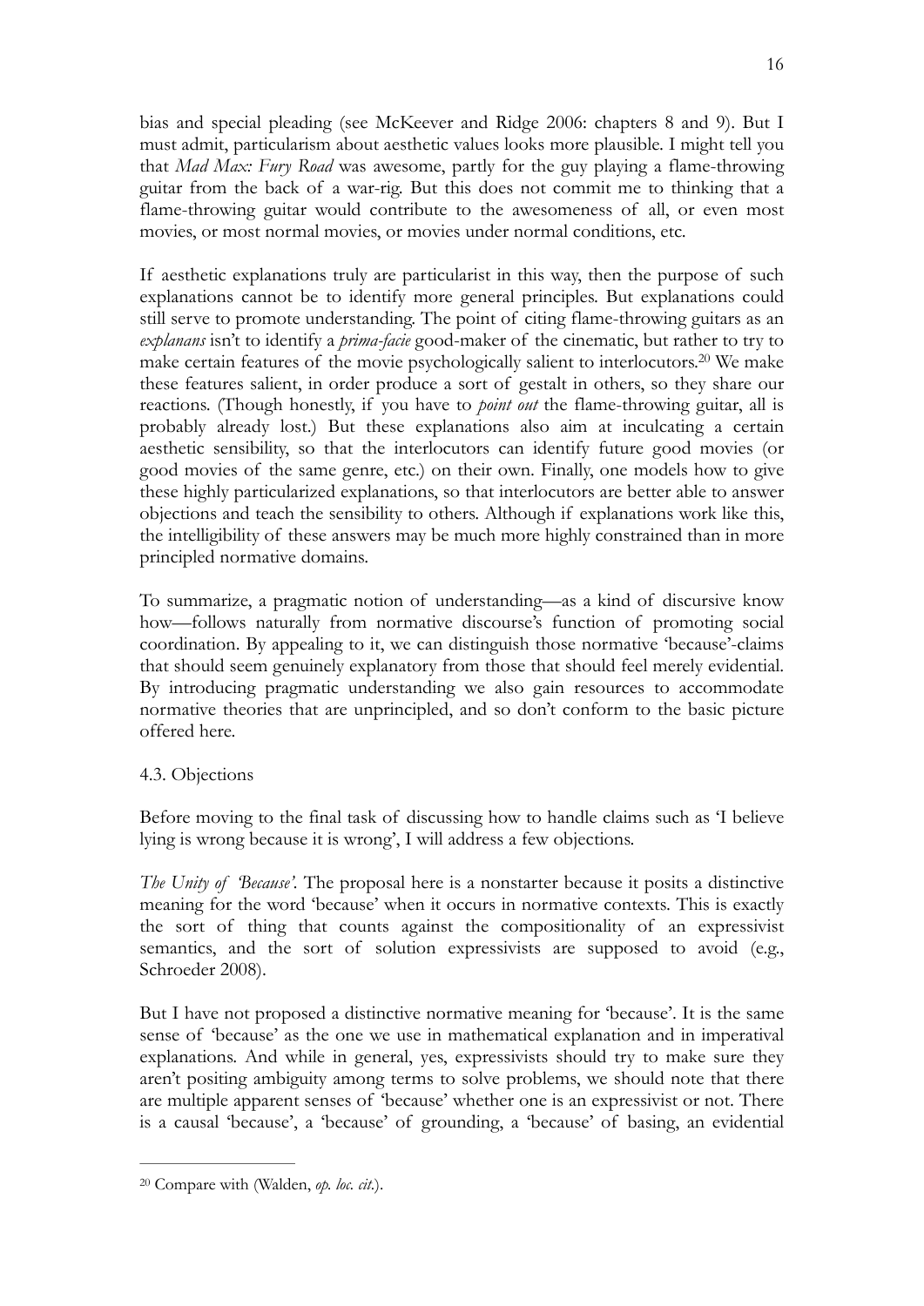bias and special pleading (see McKeever and Ridge 2006: chapters 8 and 9). But I must admit, particularism about aesthetic values looks more plausible. I might tell you that *Mad Max: Fury Road* was awesome, partly for the guy playing a flame-throwing guitar from the back of a war-rig. But this does not commit me to thinking that a flame-throwing guitar would contribute to the awesomeness of all, or even most movies, or most normal movies, or movies under normal conditions, etc.

If aesthetic explanations truly are particularist in this way, then the purpose of such explanations cannot be to identify more general principles. But explanations could still serve to promote understanding. The point of citing flame-throwing guitars as an *explanans* isn't to identify a *prima-facie* good-maker of the cinematic, but rather to try to make certain features of the movie psychologically salient to interlocutors.[20] We make these features salient, in order produce a sort of gestalt in others, so they share our reactions. (Though honestly, if you have to *point out* the flame-throwing guitar, all is probably already lost.) But these explanations also aim at inculcating a certain aesthetic sensibility, so that the interlocutors can identify future good movies (or good movies of the same genre, etc.) on their own. Finally, one models how to give these highly particularized explanations, so that interlocutors are better able to answer objections and teach the sensibility to others. Although if explanations work like this, the intelligibility of these answers may be much more highly constrained than in more principled normative domains.

To summarize, a pragmatic notion of understanding—as a kind of discursive know how—follows naturally from normative discourse's function of promoting social coordination. By appealing to it, we can distinguish those normative 'because'-claims that should seem genuinely explanatory from those that should feel merely evidential. By introducing pragmatic understanding we also gain resources to accommodate normative theories that are unprincipled, and so don't conform to the basic picture offered here.

### 4.3. Objections

Before moving to the final task of discussing how to handle claims such as 'I believe lying is wrong because it is wrong', I will address a few objections.

*The Unity of 'Because'.* The proposal here is a nonstarter because it posits a distinctive meaning for the word 'because' when it occurs in normative contexts. This is exactly the sort of thing that counts against the compositionality of an expressivist semantics, and the sort of solution expressivists are supposed to avoid (e.g., Schroeder 2008).

But I have not proposed a distinctive normative meaning for 'because'. It is the same sense of 'because' as the one we use in mathematical explanation and in imperatival explanations. And while in general, yes, expressivists should try to make sure they aren't positing ambiguity among terms to solve problems, we should note that there are multiple apparent senses of 'because' whether one is an expressivist or not. There is a causal 'because', a 'because' of grounding, a 'because' of basing, an evidential

[20] Compare with (Walden, *op. loc. cit.*).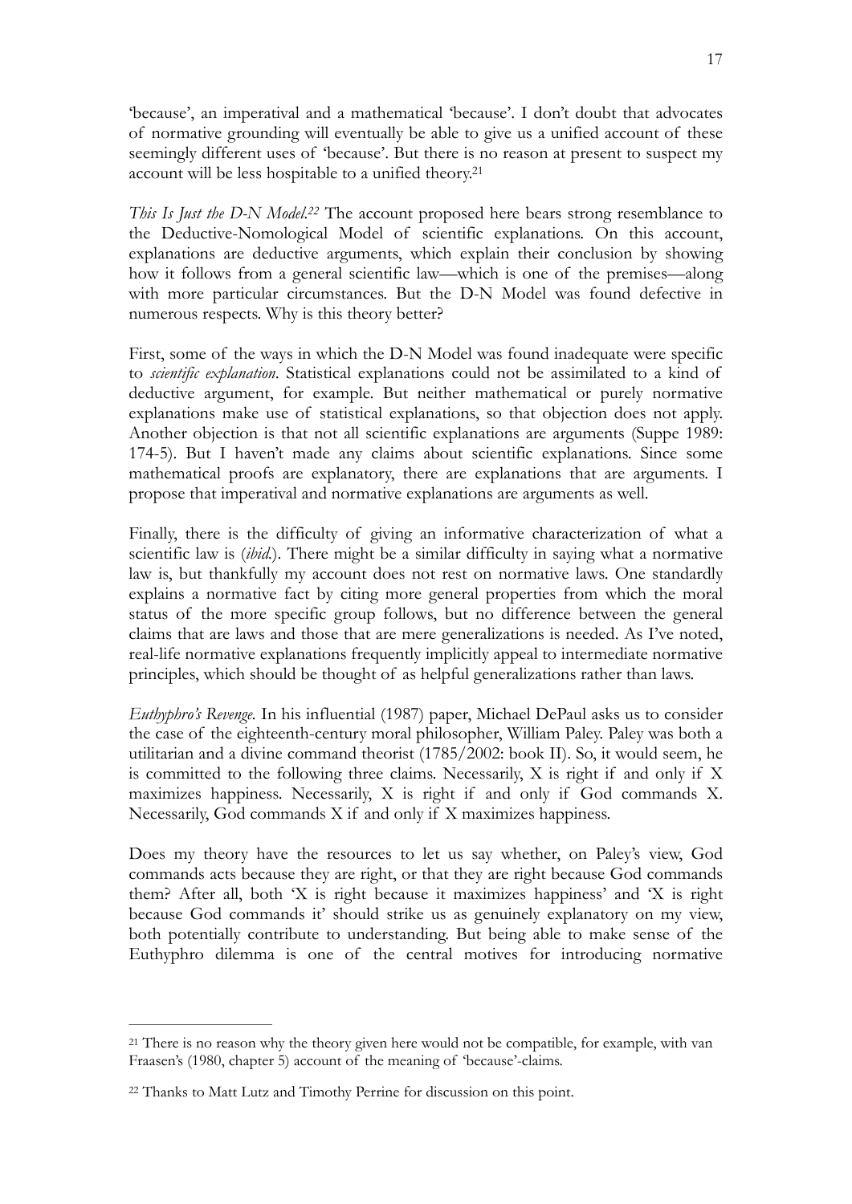'because', an imperatival and a mathematical 'because'. I don't doubt that advocates of normative grounding will eventually be able to give us a unified account of these seemingly different uses of 'because'. But there is no reason at present to suspect my account will be less hospitable to a unified theory.[21]

*This Is Just the D-N Model.*[22] The account proposed here bears strong resemblance to the Deductive-Nomological Model of scientific explanations. On this account, explanations are deductive arguments, which explain their conclusion by showing how it follows from a general scientific law—which is one of the premises—along with more particular circumstances. But the D-N Model was found defective in numerous respects. Why is this theory better?

First, some of the ways in which the D-N Model was found inadequate were specific to *scientific explanation*. Statistical explanations could not be assimilated to a kind of deductive argument, for example. But neither mathematical or purely normative explanations make use of statistical explanations, so that objection does not apply. Another objection is that not all scientific explanations are arguments (Suppe 1989: 174-5). But I haven't made any claims about scientific explanations. Since some mathematical proofs are explanatory, there are explanations that are arguments. I propose that imperatival and normative explanations are arguments as well.

Finally, there is the difficulty of giving an informative characterization of what a scientific law is (*ibid.*). There might be a similar difficulty in saying what a normative law is, but thankfully my account does not rest on normative laws. One standardly explains a normative fact by citing more general properties from which the moral status of the more specific group follows, but no difference between the general claims that are laws and those that are mere generalizations is needed. As I've noted, real-life normative explanations frequently implicitly appeal to intermediate normative principles, which should be thought of as helpful generalizations rather than laws.

*Euthyphro's Revenge.* In his influential (1987) paper, Michael DePaul asks us to consider the case of the eighteenth-century moral philosopher, William Paley. Paley was both a utilitarian and a divine command theorist (1785/2002: book II). So, it would seem, he is committed to the following three claims. Necessarily, X is right if and only if X maximizes happiness. Necessarily, X is right if and only if God commands X. Necessarily, God commands X if and only if X maximizes happiness.

Does my theory have the resources to let us say whether, on Paley's view, God commands acts because they are right, or that they are right because God commands them? After all, both 'X is right because it maximizes happiness' and 'X is right because God commands it' should strike us as genuinely explanatory on my view, both potentially contribute to understanding. But being able to make sense of the Euthyphro dilemma is one of the central motives for introducing normative

---

[21] There is no reason why the theory given here would not be compatible, for example, with van Fraasen's (1980, chapter 5) account of the meaning of 'because'-claims.

[22] Thanks to Matt Lutz and Timothy Perrine for discussion on this point.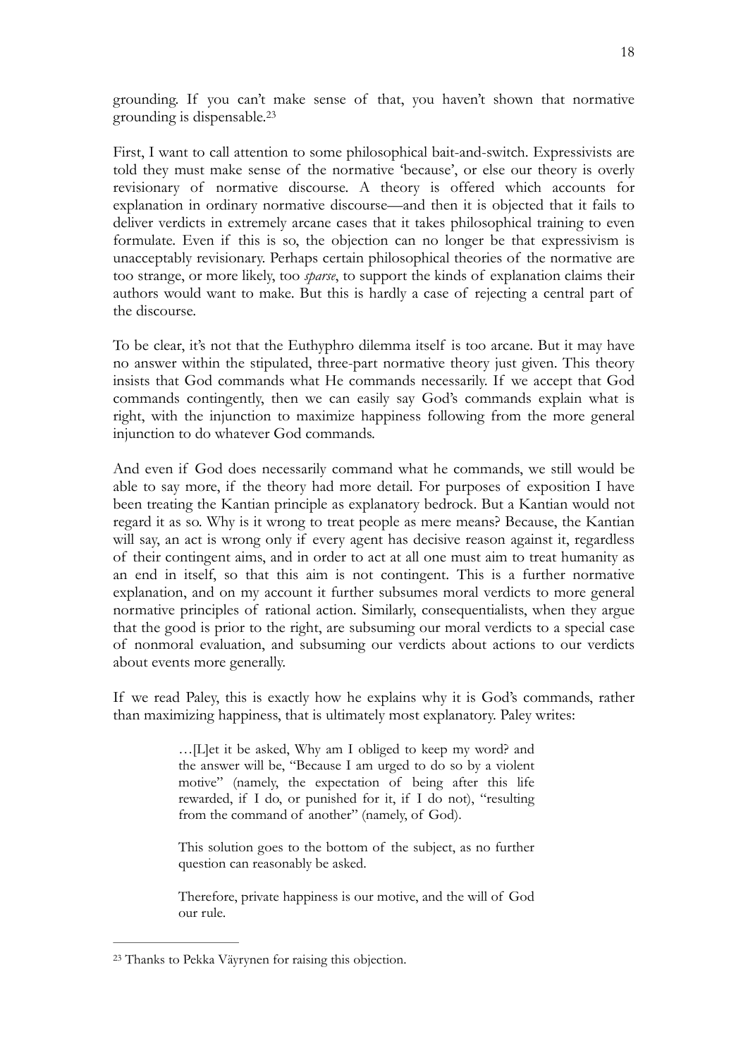grounding. If you can't make sense of that, you haven't shown that normative grounding is dispensable.[23]

First, I want to call attention to some philosophical bait-and-switch. Expressivists are told they must make sense of the normative 'because', or else our theory is overly revisionary of normative discourse. A theory is offered which accounts for explanation in ordinary normative discourse—and then it is objected that it fails to deliver verdicts in extremely arcane cases that it takes philosophical training to even formulate. Even if this is so, the objection can no longer be that expressivism is unacceptably revisionary. Perhaps certain philosophical theories of the normative are too strange, or more likely, too *sparse*, to support the kinds of explanation claims their authors would want to make. But this is hardly a case of rejecting a central part of the discourse.

To be clear, it's not that the Euthyphro dilemma itself is too arcane. But it may have no answer within the stipulated, three-part normative theory just given. This theory insists that God commands what He commands necessarily. If we accept that God commands contingently, then we can easily say God's commands explain what is right, with the injunction to maximize happiness following from the more general injunction to do whatever God commands.

And even if God does necessarily command what he commands, we still would be able to say more, if the theory had more detail. For purposes of exposition I have been treating the Kantian principle as explanatory bedrock. But a Kantian would not regard it as so. Why is it wrong to treat people as mere means? Because, the Kantian will say, an act is wrong only if every agent has decisive reason against it, regardless of their contingent aims, and in order to act at all one must aim to treat humanity as an end in itself, so that this aim is not contingent. This is a further normative explanation, and on my account it further subsumes moral verdicts to more general normative principles of rational action. Similarly, consequentialists, when they argue that the good is prior to the right, are subsuming our moral verdicts to a special case of nonmoral evaluation, and subsuming our verdicts about actions to our verdicts about events more generally.

If we read Paley, this is exactly how he explains why it is God's commands, rather than maximizing happiness, that is ultimately most explanatory. Paley writes:

> …[L]et it be asked, Why am I obliged to keep my word? and the answer will be, "Because I am urged to do so by a violent motive" (namely, the expectation of being after this life rewarded, if I do, or punished for it, if I do not), "resulting from the command of another" (namely, of God).
>
> This solution goes to the bottom of the subject, as no further question can reasonably be asked.
>
> Therefore, private happiness is our motive, and the will of God our rule.

---

[23] Thanks to Pekka Väyrynen for raising this objection.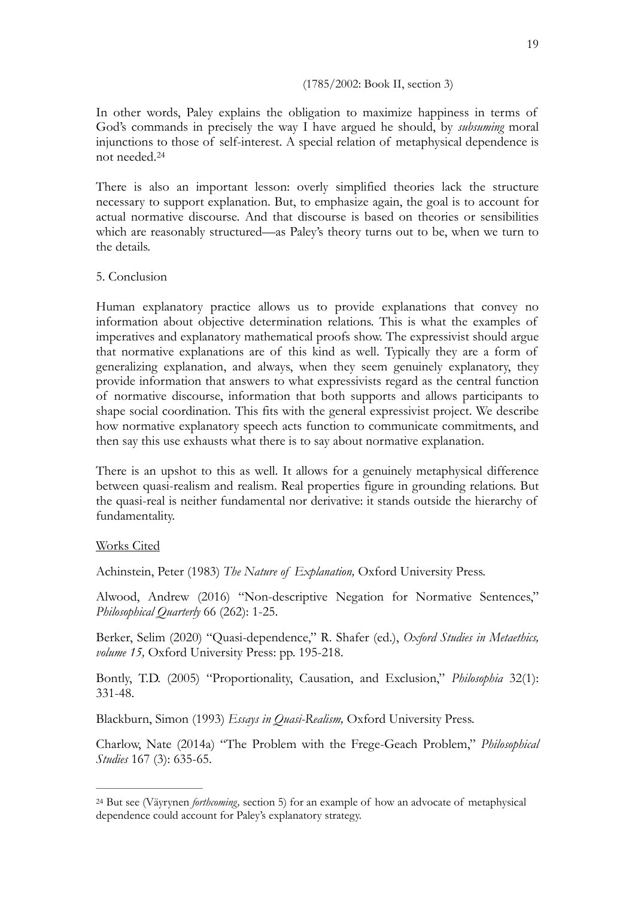(1785/2002: Book II, section 3)

In other words, Paley explains the obligation to maximize happiness in terms of God's commands in precisely the way I have argued he should, by *subsuming* moral injunctions to those of self-interest. A special relation of metaphysical dependence is not needed.[24]

There is also an important lesson: overly simplified theories lack the structure necessary to support explanation. But, to emphasize again, the goal is to account for actual normative discourse. And that discourse is based on theories or sensibilities which are reasonably structured—as Paley's theory turns out to be, when we turn to the details.

## 5. Conclusion

Human explanatory practice allows us to provide explanations that convey no information about objective determination relations. This is what the examples of imperatives and explanatory mathematical proofs show. The expressivist should argue that normative explanations are of this kind as well. Typically they are a form of generalizing explanation, and always, when they seem genuinely explanatory, they provide information that answers to what expressivists regard as the central function of normative discourse, information that both supports and allows participants to shape social coordination. This fits with the general expressivist project. We describe how normative explanatory speech acts function to communicate commitments, and then say this use exhausts what there is to say about normative explanation.

There is an upshot to this as well. It allows for a genuinely metaphysical difference between quasi-realism and realism. Real properties figure in grounding relations. But the quasi-real is neither fundamental nor derivative: it stands outside the hierarchy of fundamentality.

## Works Cited

Achinstein, Peter (1983) *The Nature of Explanation,* Oxford University Press.

Alwood, Andrew (2016) "Non-descriptive Negation for Normative Sentences," *Philosophical Quarterly* 66 (262): 1-25.

Berker, Selim (2020) "Quasi-dependence," R. Shafer (ed.), *Oxford Studies in Metaethics, volume 15,* Oxford University Press: pp. 195-218.

Bontly, T.D. (2005) "Proportionality, Causation, and Exclusion," *Philosophia* 32(1): 331-48.

Blackburn, Simon (1993) *Essays in Quasi-Realism,* Oxford University Press.

Charlow, Nate (2014a) "The Problem with the Frege-Geach Problem," *Philosophical Studies* 167 (3): 635-65.

---

[24] But see (Väyrynen *forthcoming,* section 5) for an example of how an advocate of metaphysical dependence could account for Paley's explanatory strategy.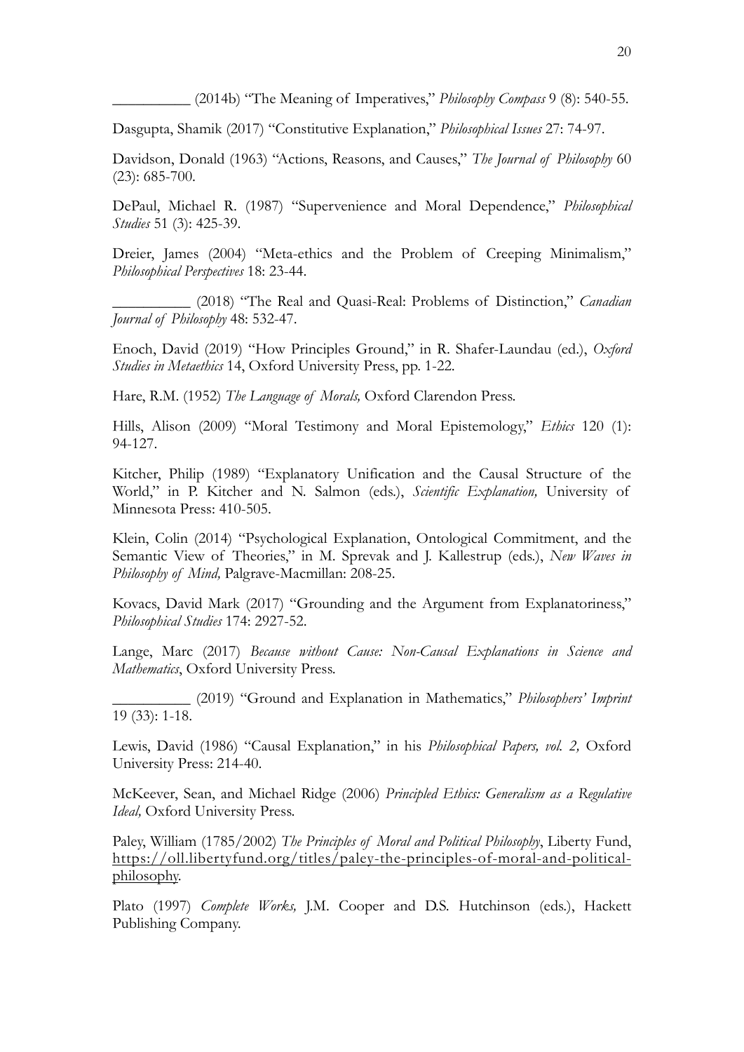__________ (2014b) "The Meaning of Imperatives," *Philosophy Compass* 9 (8): 540-55.

Dasgupta, Shamik (2017) "Constitutive Explanation," *Philosophical Issues* 27: 74-97.

Davidson, Donald (1963) "Actions, Reasons, and Causes," *The Journal of Philosophy* 60 (23): 685-700.

DePaul, Michael R. (1987) "Supervenience and Moral Dependence," *Philosophical Studies* 51 (3): 425-39.

Dreier, James (2004) "Meta-ethics and the Problem of Creeping Minimalism," *Philosophical Perspectives* 18: 23-44.

__________ (2018) "The Real and Quasi-Real: Problems of Distinction," *Canadian Journal of Philosophy* 48: 532-47.

Enoch, David (2019) "How Principles Ground," in R. Shafer-Laundau (ed.), *Oxford Studies in Metaethics* 14, Oxford University Press, pp. 1-22.

Hare, R.M. (1952) *The Language of Morals,* Oxford Clarendon Press.

Hills, Alison (2009) "Moral Testimony and Moral Epistemology," *Ethics* 120 (1): 94-127.

Kitcher, Philip (1989) "Explanatory Unification and the Causal Structure of the World," in P. Kitcher and N. Salmon (eds.), *Scientific Explanation,* University of Minnesota Press: 410-505.

Klein, Colin (2014) "Psychological Explanation, Ontological Commitment, and the Semantic View of Theories," in M. Sprevak and J. Kallestrup (eds.), *New Waves in Philosophy of Mind,* Palgrave-Macmillan: 208-25.

Kovacs, David Mark (2017) "Grounding and the Argument from Explanatoriness," *Philosophical Studies* 174: 2927-52.

Lange, Marc (2017) *Because without Cause: Non-Causal Explanations in Science and Mathematics*, Oxford University Press.

__________ (2019) "Ground and Explanation in Mathematics," *Philosophers' Imprint* 19 (33): 1-18.

Lewis, David (1986) "Causal Explanation," in his *Philosophical Papers, vol. 2,* Oxford University Press: 214-40.

McKeever, Sean, and Michael Ridge (2006) *Principled Ethics: Generalism as a Regulative Ideal,* Oxford University Press.

Paley, William (1785/2002) *The Principles of Moral and Political Philosophy*, Liberty Fund, https://oll.libertyfund.org/titles/paley-the-principles-of-moral-and-political-philosophy.

Plato (1997) *Complete Works,* J.M. Cooper and D.S. Hutchinson (eds.), Hackett Publishing Company.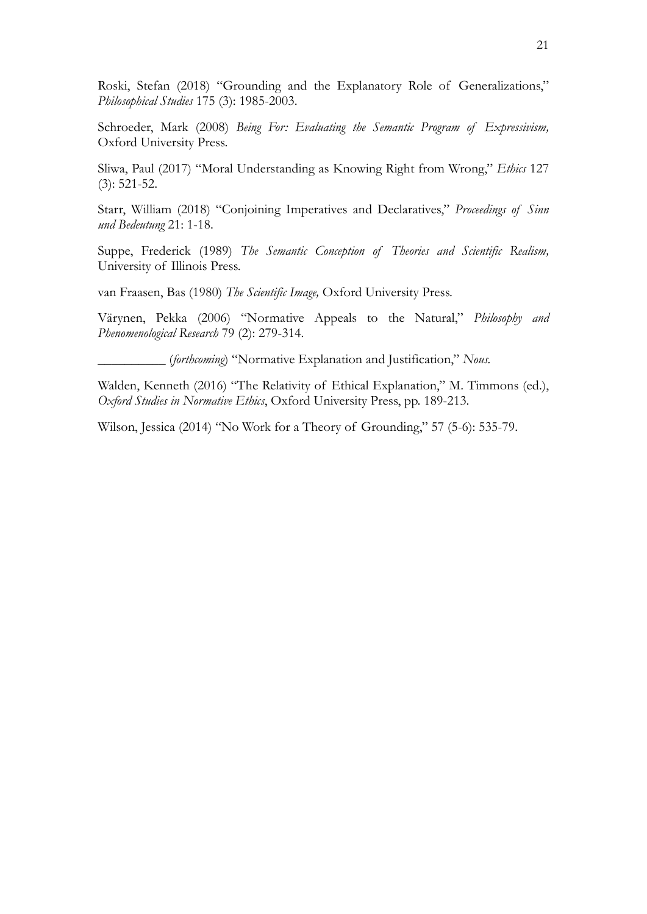Roski, Stefan (2018) "Grounding and the Explanatory Role of Generalizations," *Philosophical Studies* 175 (3): 1985-2003.

Schroeder, Mark (2008) *Being For: Evaluating the Semantic Program of Expressivism,* Oxford University Press.

Sliwa, Paul (2017) "Moral Understanding as Knowing Right from Wrong," *Ethics* 127 (3): 521-52.

Starr, William (2018) "Conjoining Imperatives and Declaratives," *Proceedings of Sinn und Bedeutung* 21: 1-18.

Suppe, Frederick (1989) *The Semantic Conception of Theories and Scientific Realism,* University of Illinois Press.

van Fraasen, Bas (1980) *The Scientific Image,* Oxford University Press.

Värynen, Pekka (2006) "Normative Appeals to the Natural," *Philosophy and Phenomenological Research* 79 (2): 279-314.

__________ (*forthcoming*) "Normative Explanation and Justification," *Nous.*

Walden, Kenneth (2016) "The Relativity of Ethical Explanation," M. Timmons (ed.), *Oxford Studies in Normative Ethics*, Oxford University Press, pp. 189-213.

Wilson, Jessica (2014) "No Work for a Theory of Grounding," 57 (5-6): 535-79.